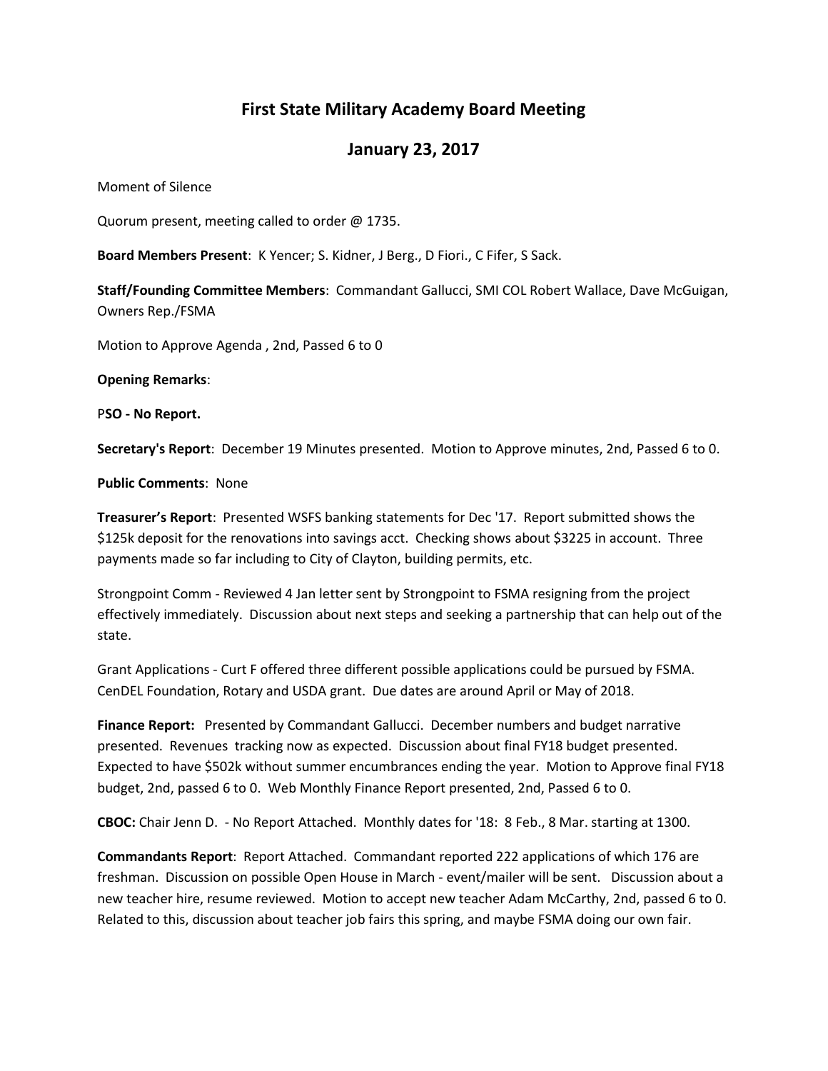# First State Military Academy Board Meeting

## January 23, 2017

Moment of Silence

Quorum present, meeting called to order @ 1735.

**Board Members Present**: K Yencer; S. Kidner, J Berg., D Fiori., C Fifer, S Sack.

**Staff/Founding Committee Members**: Commandant Gallucci, SMI COL Robert Wallace, Dave McGuigan, Owners Rep./FSMA

Motion to Approve Agenda , 2nd, Passed 6 to 0

**Opening Remarks**:

P**SO - No Report.**

**Secretary's Report**: December 19 Minutes presented. Motion to Approve minutes, 2nd, Passed 6 to 0.

**Public Comments**: None

**Treasurer's Report**: Presented WSFS banking statements for Dec '17. Report submitted shows the $125k deposit for the renovations into savings acct. Checking shows about $3225 in account. Three payments made so far including to City of Clayton, building permits, etc.

Strongpoint Comm - Reviewed 4 Jan letter sent by Strongpoint to FSMA resigning from the project effectively immediately. Discussion about next steps and seeking a partnership that can help out of the state.

Grant Applications - Curt F offered three different possible applications could be pursued by FSMA. CenDEL Foundation, Rotary and USDA grant. Due dates are around April or May of 2018.

**Finance Report:** Presented by Commandant Gallucci. December numbers and budget narrative presented. Revenues tracking now as expected. Discussion about final FY18 budget presented. Expected to have $502k without summer encumbrances ending the year. Motion to Approve final FY18 budget, 2nd, passed 6 to 0. Web Monthly Finance Report presented, 2nd, Passed 6 to 0.

**CBOC:** Chair Jenn D. - No Report Attached. Monthly dates for '18: 8 Feb., 8 Mar. starting at 1300.

**Commandants Report**: Report Attached. Commandant reported 222 applications of which 176 are freshman. Discussion on possible Open House in March - event/mailer will be sent. Discussion about a new teacher hire, resume reviewed. Motion to accept new teacher Adam McCarthy, 2nd, passed 6 to 0. Related to this, discussion about teacher job fairs this spring, and maybe FSMA doing our own fair.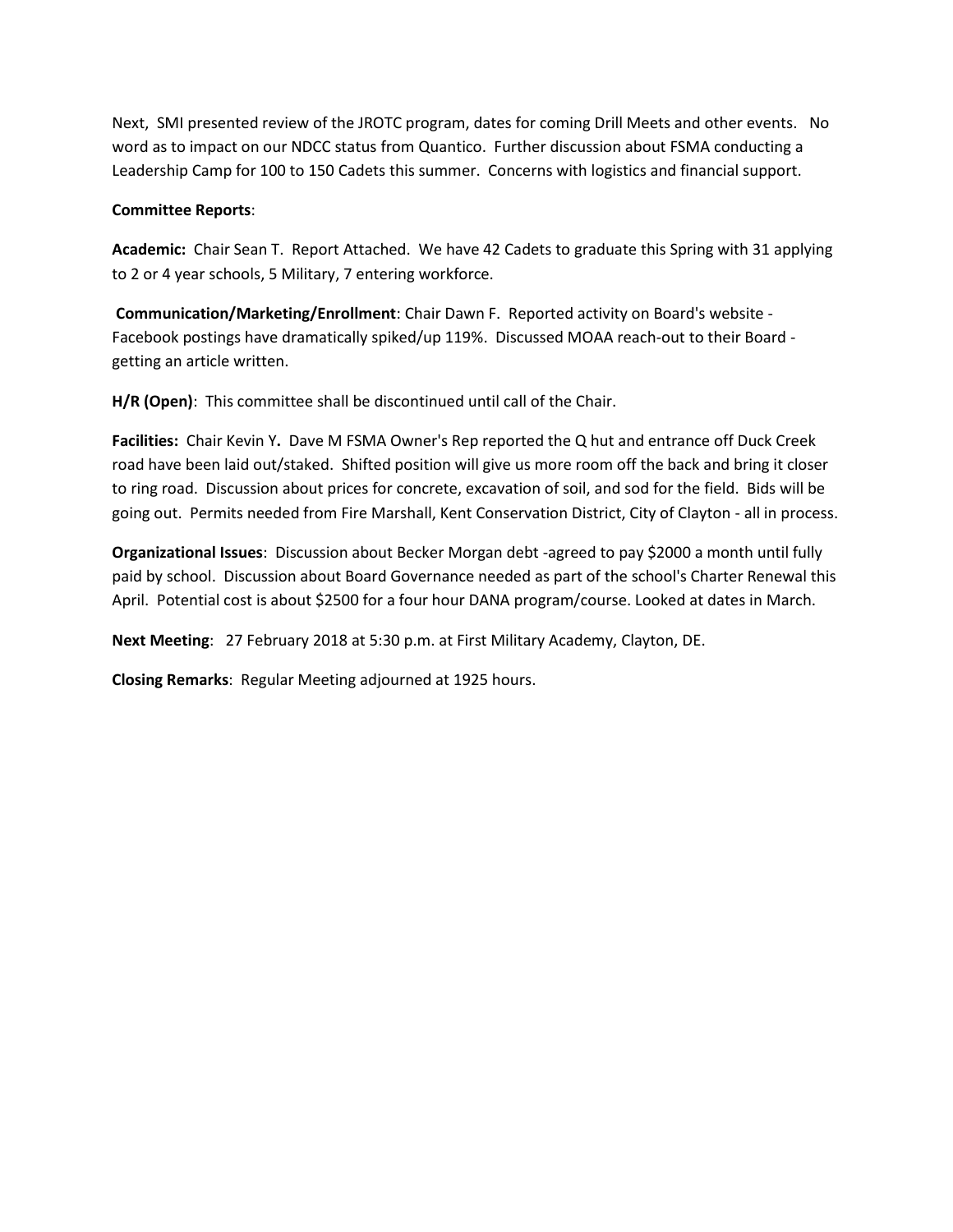Next, SMI presented review of the JROTC program, dates for coming Drill Meets and other events. No word as to impact on our NDCC status from Quantico. Further discussion about FSMA conducting a Leadership Camp for 100 to 150 Cadets this summer. Concerns with logistics and financial support.

**Committee Reports**:

**Academic:** Chair Sean T. Report Attached. We have 42 Cadets to graduate this Spring with 31 applying to 2 or 4 year schools, 5 Military, 7 entering workforce.

**Communication/Marketing/Enrollment**: Chair Dawn F. Reported activity on Board's website - Facebook postings have dramatically spiked/up 119%. Discussed MOAA reach-out to their Board - getting an article written.

**H/R (Open)**: This committee shall be discontinued until call of the Chair.

**Facilities:** Chair Kevin Y**.** Dave M FSMA Owner's Rep reported the Q hut and entrance off Duck Creek road have been laid out/staked. Shifted position will give us more room off the back and bring it closer to ring road. Discussion about prices for concrete, excavation of soil, and sod for the field. Bids will be going out. Permits needed from Fire Marshall, Kent Conservation District, City of Clayton - all in process.

**Organizational Issues**: Discussion about Becker Morgan debt -agreed to pay $2000 a month until fully paid by school. Discussion about Board Governance needed as part of the school's Charter Renewal this April. Potential cost is about $2500 for a four hour DANA program/course. Looked at dates in March.

**Next Meeting**: 27 February 2018 at 5:30 p.m. at First Military Academy, Clayton, DE.

**Closing Remarks**: Regular Meeting adjourned at 1925 hours.